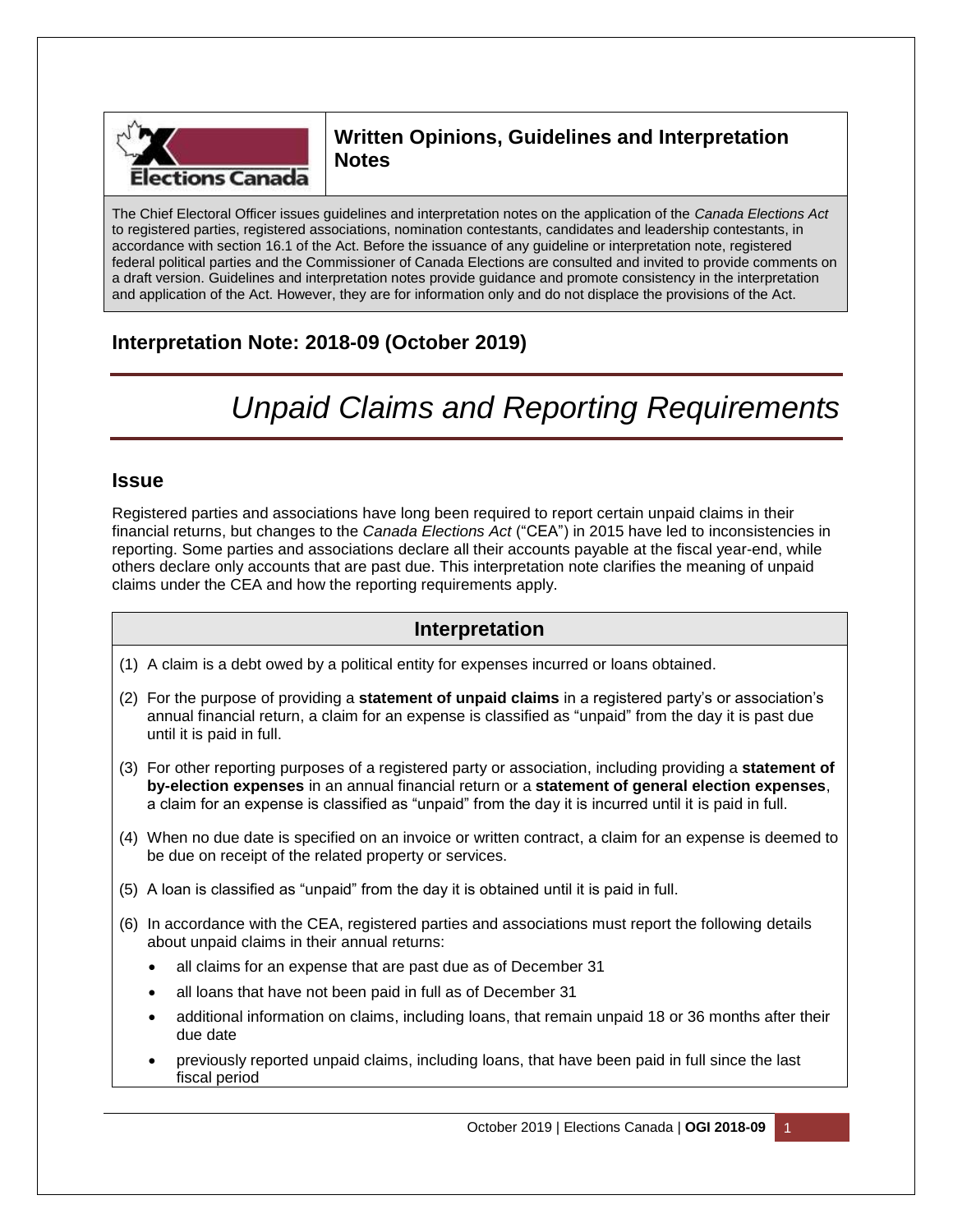**Written Opinions, Guidelines and Interpretation Notes**

The Chief Electoral Officer issues guidelines and interpretation notes on the application of the *Canada Elections Act* to registered parties, registered associations, nomination contestants, candidates and leadership contestants, in accordance with section 16.1 of the Act. Before the issuance of any guideline or interpretation note, registered federal political parties and the Commissioner of Canada Elections are consulted and invited to provide comments on a draft version. Guidelines and interpretation notes provide guidance and promote consistency in the interpretation and application of the Act. However, they are for information only and do not displace the provisions of the Act.

## Interpretation Note: 2018-09 (October 2019)

# *Unpaid Claims and Reporting Requirements*

## Issue

Registered parties and associations have long been required to report certain unpaid claims in their financial returns, but changes to the *Canada Elections Act* ("CEA") in 2015 have led to inconsistencies in reporting. Some parties and associations declare all their accounts payable at the fiscal year-end, while others declare only accounts that are past due. This interpretation note clarifies the meaning of unpaid claims under the CEA and how the reporting requirements apply.

## Interpretation

(1) A claim is a debt owed by a political entity for expenses incurred or loans obtained.

(2) For the purpose of providing a **statement of unpaid claims** in a registered party's or association's annual financial return, a claim for an expense is classified as "unpaid" from the day it is past due until it is paid in full.

(3) For other reporting purposes of a registered party or association, including providing a **statement of by-election expenses** in an annual financial return or a **statement of general election expenses**, a claim for an expense is classified as "unpaid" from the day it is incurred until it is paid in full.

(4) When no due date is specified on an invoice or written contract, a claim for an expense is deemed to be due on receipt of the related property or services.

(5) A loan is classified as "unpaid" from the day it is obtained until it is paid in full.

(6) In accordance with the CEA, registered parties and associations must report the following details about unpaid claims in their annual returns:

- all claims for an expense that are past due as of December 31
- all loans that have not been paid in full as of December 31
- additional information on claims, including loans, that remain unpaid 18 or 36 months after their due date
- previously reported unpaid claims, including loans, that have been paid in full since the last fiscal period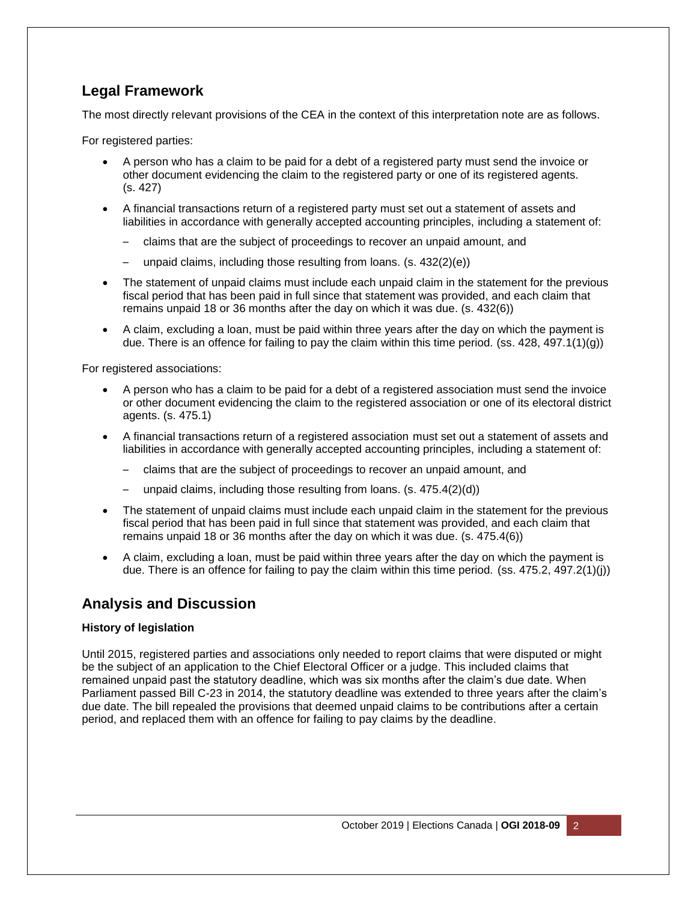## Legal Framework

The most directly relevant provisions of the CEA in the context of this interpretation note are as follows.

For registered parties:

- A person who has a claim to be paid for a debt of a registered party must send the invoice or other document evidencing the claim to the registered party or one of its registered agents. (s. 427)
- A financial transactions return of a registered party must set out a statement of assets and liabilities in accordance with generally accepted accounting principles, including a statement of:
  - claims that are the subject of proceedings to recover an unpaid amount, and
  - unpaid claims, including those resulting from loans. (s. 432(2)(e))
- The statement of unpaid claims must include each unpaid claim in the statement for the previous fiscal period that has been paid in full since that statement was provided, and each claim that remains unpaid 18 or 36 months after the day on which it was due. (s. 432(6))
- A claim, excluding a loan, must be paid within three years after the day on which the payment is due. There is an offence for failing to pay the claim within this time period. (ss. 428, 497.1(1)(g))

For registered associations:

- A person who has a claim to be paid for a debt of a registered association must send the invoice or other document evidencing the claim to the registered association or one of its electoral district agents. (s. 475.1)
- A financial transactions return of a registered association must set out a statement of assets and liabilities in accordance with generally accepted accounting principles, including a statement of:
  - claims that are the subject of proceedings to recover an unpaid amount, and
  - unpaid claims, including those resulting from loans. (s. 475.4(2)(d))
- The statement of unpaid claims must include each unpaid claim in the statement for the previous fiscal period that has been paid in full since that statement was provided, and each claim that remains unpaid 18 or 36 months after the day on which it was due. (s. 475.4(6))
- A claim, excluding a loan, must be paid within three years after the day on which the payment is due. There is an offence for failing to pay the claim within this time period. (ss. 475.2, 497.2(1)(j))

## Analysis and Discussion

### History of legislation

Until 2015, registered parties and associations only needed to report claims that were disputed or might be the subject of an application to the Chief Electoral Officer or a judge. This included claims that remained unpaid past the statutory deadline, which was six months after the claim's due date. When Parliament passed Bill C-23 in 2014, the statutory deadline was extended to three years after the claim's due date. The bill repealed the provisions that deemed unpaid claims to be contributions after a certain period, and replaced them with an offence for failing to pay claims by the deadline.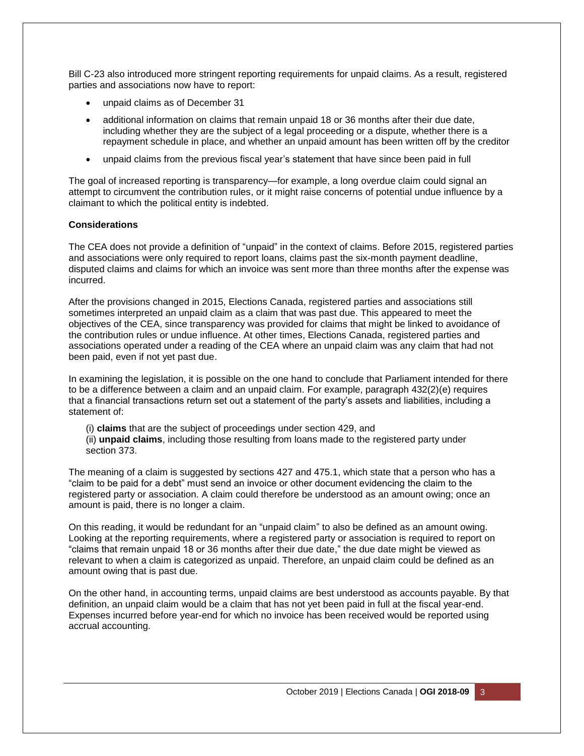Bill C-23 also introduced more stringent reporting requirements for unpaid claims. As a result, registered parties and associations now have to report:

- unpaid claims as of December 31
- additional information on claims that remain unpaid 18 or 36 months after their due date, including whether they are the subject of a legal proceeding or a dispute, whether there is a repayment schedule in place, and whether an unpaid amount has been written off by the creditor
- unpaid claims from the previous fiscal year's statement that have since been paid in full

The goal of increased reporting is transparency—for example, a long overdue claim could signal an attempt to circumvent the contribution rules, or it might raise concerns of potential undue influence by a claimant to which the political entity is indebted.

**Considerations**

The CEA does not provide a definition of "unpaid" in the context of claims. Before 2015, registered parties and associations were only required to report loans, claims past the six-month payment deadline, disputed claims and claims for which an invoice was sent more than three months after the expense was incurred.

After the provisions changed in 2015, Elections Canada, registered parties and associations still sometimes interpreted an unpaid claim as a claim that was past due. This appeared to meet the objectives of the CEA, since transparency was provided for claims that might be linked to avoidance of the contribution rules or undue influence. At other times, Elections Canada, registered parties and associations operated under a reading of the CEA where an unpaid claim was any claim that had not been paid, even if not yet past due.

In examining the legislation, it is possible on the one hand to conclude that Parliament intended for there to be a difference between a claim and an unpaid claim. For example, paragraph 432(2)(e) requires that a financial transactions return set out a statement of the party's assets and liabilities, including a statement of:

(i) **claims** that are the subject of proceedings under section 429, and
(ii) **unpaid claims**, including those resulting from loans made to the registered party under section 373.

The meaning of a claim is suggested by sections 427 and 475.1, which state that a person who has a "claim to be paid for a debt" must send an invoice or other document evidencing the claim to the registered party or association. A claim could therefore be understood as an amount owing; once an amount is paid, there is no longer a claim.

On this reading, it would be redundant for an "unpaid claim" to also be defined as an amount owing. Looking at the reporting requirements, where a registered party or association is required to report on "claims that remain unpaid 18 or 36 months after their due date," the due date might be viewed as relevant to when a claim is categorized as unpaid. Therefore, an unpaid claim could be defined as an amount owing that is past due.

On the other hand, in accounting terms, unpaid claims are best understood as accounts payable. By that definition, an unpaid claim would be a claim that has not yet been paid in full at the fiscal year-end. Expenses incurred before year-end for which no invoice has been received would be reported using accrual accounting.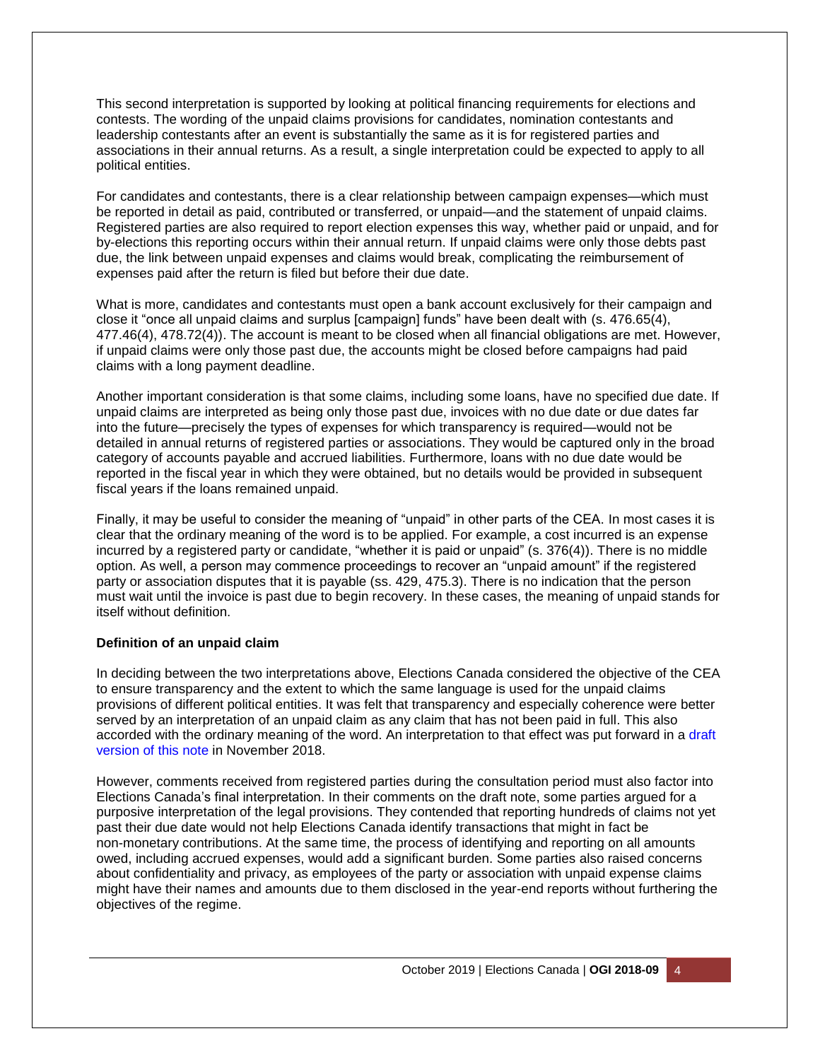This second interpretation is supported by looking at political financing requirements for elections and contests. The wording of the unpaid claims provisions for candidates, nomination contestants and leadership contestants after an event is substantially the same as it is for registered parties and associations in their annual returns. As a result, a single interpretation could be expected to apply to all political entities.

For candidates and contestants, there is a clear relationship between campaign expenses—which must be reported in detail as paid, contributed or transferred, or unpaid—and the statement of unpaid claims. Registered parties are also required to report election expenses this way, whether paid or unpaid, and for by-elections this reporting occurs within their annual return. If unpaid claims were only those debts past due, the link between unpaid expenses and claims would break, complicating the reimbursement of expenses paid after the return is filed but before their due date.

What is more, candidates and contestants must open a bank account exclusively for their campaign and close it "once all unpaid claims and surplus [campaign] funds" have been dealt with (s. 476.65(4), 477.46(4), 478.72(4)). The account is meant to be closed when all financial obligations are met. However, if unpaid claims were only those past due, the accounts might be closed before campaigns had paid claims with a long payment deadline.

Another important consideration is that some claims, including some loans, have no specified due date. If unpaid claims are interpreted as being only those past due, invoices with no due date or due dates far into the future—precisely the types of expenses for which transparency is required—would not be detailed in annual returns of registered parties or associations. They would be captured only in the broad category of accounts payable and accrued liabilities. Furthermore, loans with no due date would be reported in the fiscal year in which they were obtained, but no details would be provided in subsequent fiscal years if the loans remained unpaid.

Finally, it may be useful to consider the meaning of "unpaid" in other parts of the CEA. In most cases it is clear that the ordinary meaning of the word is to be applied. For example, a cost incurred is an expense incurred by a registered party or candidate, "whether it is paid or unpaid" (s. 376(4)). There is no middle option. As well, a person may commence proceedings to recover an "unpaid amount" if the registered party or association disputes that it is payable (ss. 429, 475.3). There is no indication that the person must wait until the invoice is past due to begin recovery. In these cases, the meaning of unpaid stands for itself without definition.

**Definition of an unpaid claim**

In deciding between the two interpretations above, Elections Canada considered the objective of the CEA to ensure transparency and the extent to which the same language is used for the unpaid claims provisions of different political entities. It was felt that transparency and especially coherence were better served by an interpretation of an unpaid claim as any claim that has not been paid in full. This also accorded with the ordinary meaning of the word. An interpretation to that effect was put forward in a draft version of this note in November 2018.

However, comments received from registered parties during the consultation period must also factor into Elections Canada's final interpretation. In their comments on the draft note, some parties argued for a purposive interpretation of the legal provisions. They contended that reporting hundreds of claims not yet past their due date would not help Elections Canada identify transactions that might in fact be non-monetary contributions. At the same time, the process of identifying and reporting on all amounts owed, including accrued expenses, would add a significant burden. Some parties also raised concerns about confidentiality and privacy, as employees of the party or association with unpaid expense claims might have their names and amounts due to them disclosed in the year-end reports without furthering the objectives of the regime.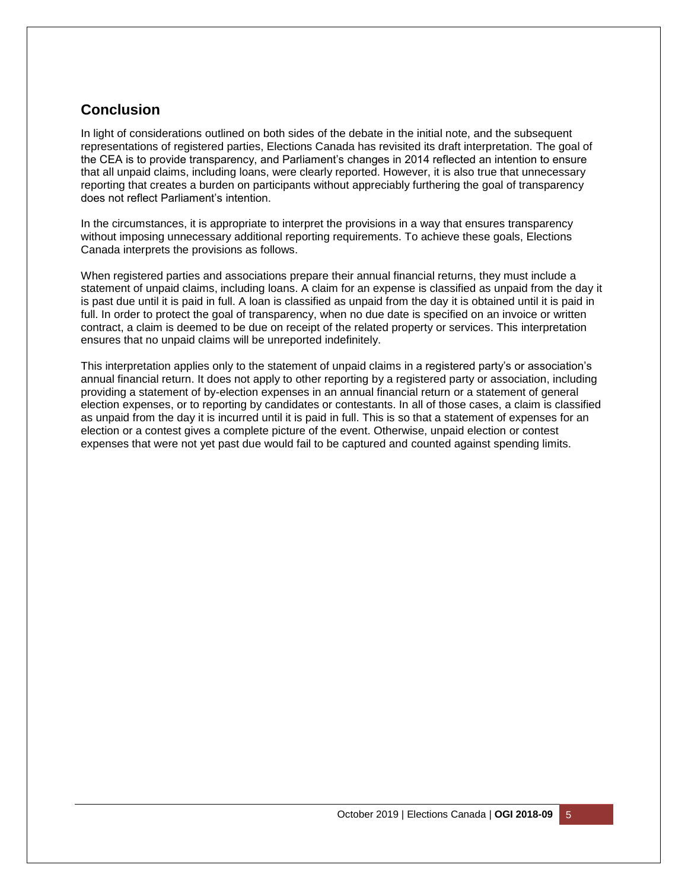## Conclusion

In light of considerations outlined on both sides of the debate in the initial note, and the subsequent representations of registered parties, Elections Canada has revisited its draft interpretation. The goal of the CEA is to provide transparency, and Parliament's changes in 2014 reflected an intention to ensure that all unpaid claims, including loans, were clearly reported. However, it is also true that unnecessary reporting that creates a burden on participants without appreciably furthering the goal of transparency does not reflect Parliament's intention.

In the circumstances, it is appropriate to interpret the provisions in a way that ensures transparency without imposing unnecessary additional reporting requirements. To achieve these goals, Elections Canada interprets the provisions as follows.

When registered parties and associations prepare their annual financial returns, they must include a statement of unpaid claims, including loans. A claim for an expense is classified as unpaid from the day it is past due until it is paid in full. A loan is classified as unpaid from the day it is obtained until it is paid in full. In order to protect the goal of transparency, when no due date is specified on an invoice or written contract, a claim is deemed to be due on receipt of the related property or services. This interpretation ensures that no unpaid claims will be unreported indefinitely.

This interpretation applies only to the statement of unpaid claims in a registered party's or association's annual financial return. It does not apply to other reporting by a registered party or association, including providing a statement of by-election expenses in an annual financial return or a statement of general election expenses, or to reporting by candidates or contestants. In all of those cases, a claim is classified as unpaid from the day it is incurred until it is paid in full. This is so that a statement of expenses for an election or a contest gives a complete picture of the event. Otherwise, unpaid election or contest expenses that were not yet past due would fail to be captured and counted against spending limits.